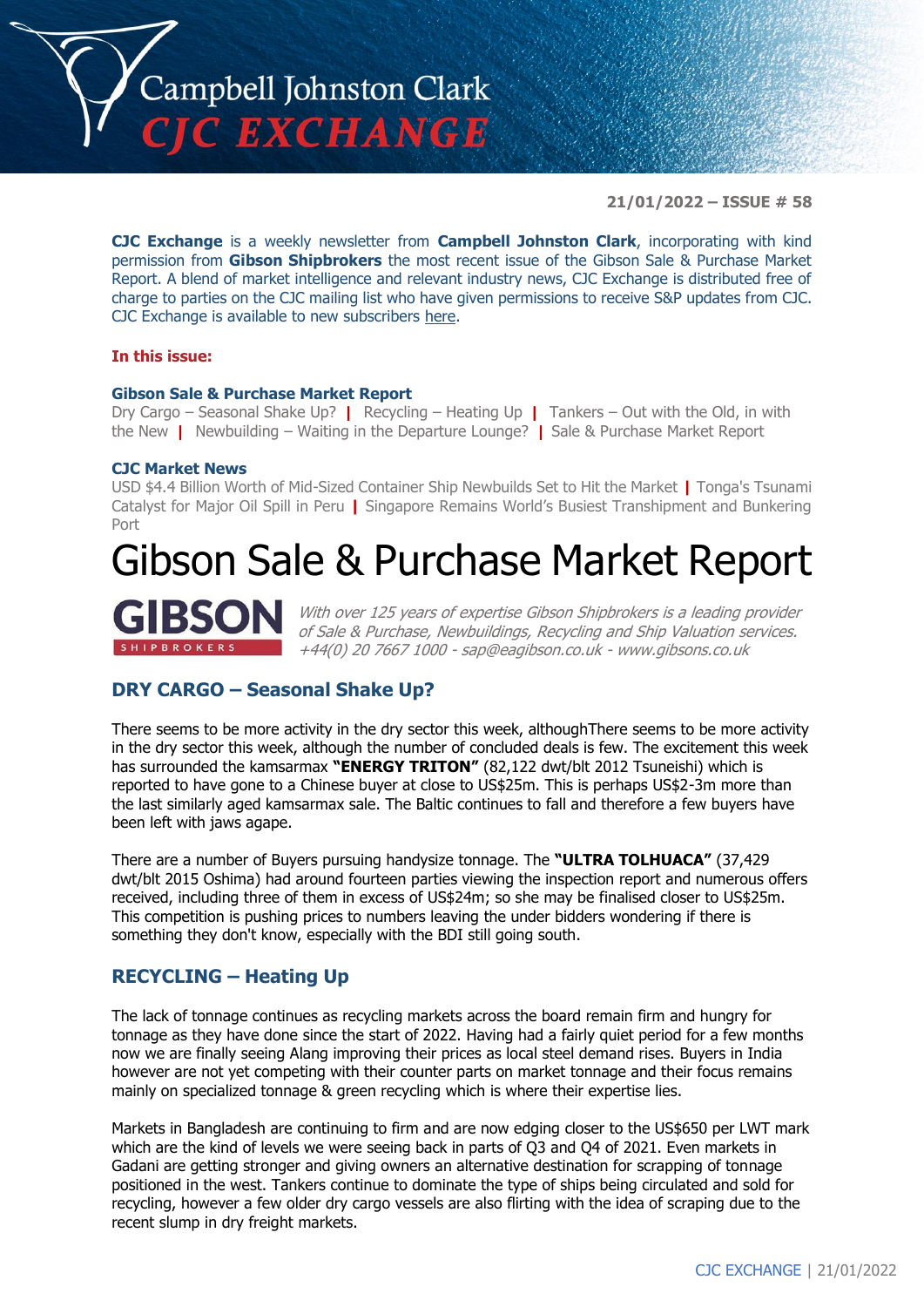# Campbell Johnston Clark
# CJC EXCHANGE

**21/01/2022 – ISSUE # 58**

**CJC Exchange** is a weekly newsletter from **Campbell Johnston Clark**, incorporating with kind permission from **Gibson Shipbrokers** the most recent issue of the Gibson Sale & Purchase Market Report. A blend of market intelligence and relevant industry news, CJC Exchange is distributed free of charge to parties on the CJC mailing list who have given permissions to receive S&P updates from CJC. CJC Exchange is available to new subscribers here.

**In this issue:**

**Gibson Sale & Purchase Market Report**
Dry Cargo – Seasonal Shake Up? | Recycling – Heating Up | Tankers – Out with the Old, in with the New | Newbuilding – Waiting in the Departure Lounge? | Sale & Purchase Market Report

**CJC Market News**
USD $4.4 Billion Worth of Mid-Sized Container Ship Newbuilds Set to Hit the Market | Tonga's Tsunami Catalyst for Major Oil Spill in Peru | Singapore Remains World's Busiest Transhipment and Bunkering Port

# Gibson Sale & Purchase Market Report

**GIBSON** SHIPBROKERS

*With over 125 years of expertise Gibson Shipbrokers is a leading provider of Sale & Purchase, Newbuildings, Recycling and Ship Valuation services. +44(0) 20 7667 1000 - sap@eagibson.co.uk - www.gibsons.co.uk*

## DRY CARGO – Seasonal Shake Up?

There seems to be more activity in the dry sector this week, althoughThere seems to be more activity in the dry sector this week, although the number of concluded deals is few. The excitement this week has surrounded the kamsarmax **"ENERGY TRITON"** (82,122 dwt/blt 2012 Tsuneishi) which is reported to have gone to a Chinese buyer at close to US$25m. This is perhaps US$2-3m more than the last similarly aged kamsarmax sale. The Baltic continues to fall and therefore a few buyers have been left with jaws agape.

There are a number of Buyers pursuing handysize tonnage. The **"ULTRA TOLHUACA"** (37,429 dwt/blt 2015 Oshima) had around fourteen parties viewing the inspection report and numerous offers received, including three of them in excess of US$24m; so she may be finalised closer to US$25m. This competition is pushing prices to numbers leaving the under bidders wondering if there is something they don't know, especially with the BDI still going south.

## RECYCLING – Heating Up

The lack of tonnage continues as recycling markets across the board remain firm and hungry for tonnage as they have done since the start of 2022. Having had a fairly quiet period for a few months now we are finally seeing Alang improving their prices as local steel demand rises. Buyers in India however are not yet competing with their counter parts on market tonnage and their focus remains mainly on specialized tonnage & green recycling which is where their expertise lies.

Markets in Bangladesh are continuing to firm and are now edging closer to the US$650 per LWT mark which are the kind of levels we were seeing back in parts of Q3 and Q4 of 2021. Even markets in Gadani are getting stronger and giving owners an alternative destination for scrapping of tonnage positioned in the west. Tankers continue to dominate the type of ships being circulated and sold for recycling, however a few older dry cargo vessels are also flirting with the idea of scraping due to the recent slump in dry freight markets.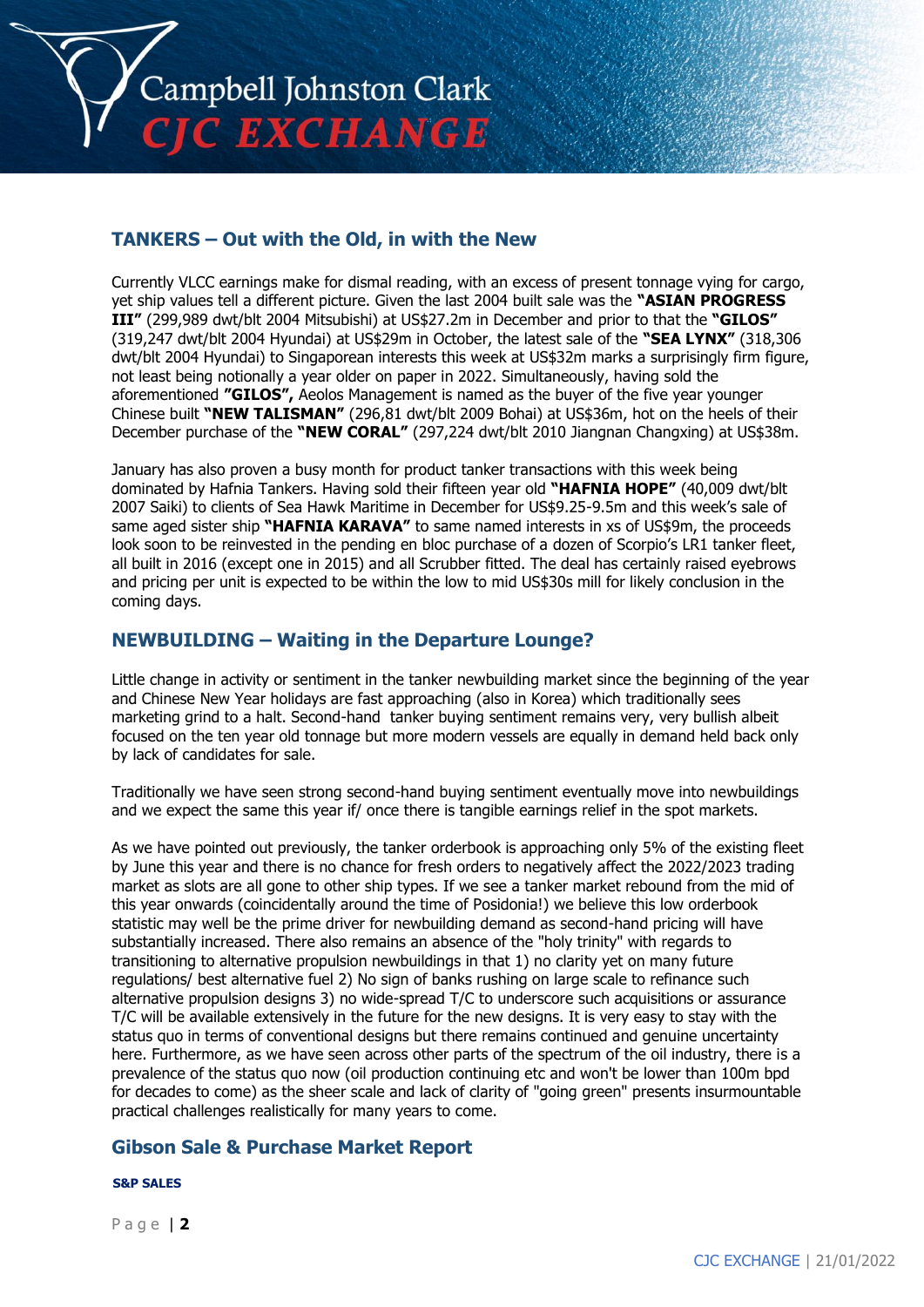## TANKERS – Out with the Old, in with the New

Currently VLCC earnings make for dismal reading, with an excess of present tonnage vying for cargo, yet ship values tell a different picture. Given the last 2004 built sale was the **"ASIAN PROGRESS III"** (299,989 dwt/blt 2004 Mitsubishi) at US$27.2m in December and prior to that the **"GILOS"** (319,247 dwt/blt 2004 Hyundai) at US$29m in October, the latest sale of the **"SEA LYNX"** (318,306 dwt/blt 2004 Hyundai) to Singaporean interests this week at US$32m marks a surprisingly firm figure, not least being notionally a year older on paper in 2022. Simultaneously, having sold the aforementioned **"GILOS",** Aeolos Management is named as the buyer of the five year younger Chinese built **"NEW TALISMAN"** (296,81 dwt/blt 2009 Bohai) at US$36m, hot on the heels of their December purchase of the **"NEW CORAL"** (297,224 dwt/blt 2010 Jiangnan Changxing) at US$38m.

January has also proven a busy month for product tanker transactions with this week being dominated by Hafnia Tankers. Having sold their fifteen year old **"HAFNIA HOPE"** (40,009 dwt/blt 2007 Saiki) to clients of Sea Hawk Maritime in December for US$9.25-9.5m and this week's sale of same aged sister ship **"HAFNIA KARAVA"** to same named interests in xs of US$9m, the proceeds look soon to be reinvested in the pending en bloc purchase of a dozen of Scorpio's LR1 tanker fleet, all built in 2016 (except one in 2015) and all Scrubber fitted. The deal has certainly raised eyebrows and pricing per unit is expected to be within the low to mid US$30s mill for likely conclusion in the coming days.

## NEWBUILDING – Waiting in the Departure Lounge?

Little change in activity or sentiment in the tanker newbuilding market since the beginning of the year and Chinese New Year holidays are fast approaching (also in Korea) which traditionally sees marketing grind to a halt. Second-hand tanker buying sentiment remains very, very bullish albeit focused on the ten year old tonnage but more modern vessels are equally in demand held back only by lack of candidates for sale.

Traditionally we have seen strong second-hand buying sentiment eventually move into newbuildings and we expect the same this year if/ once there is tangible earnings relief in the spot markets.

As we have pointed out previously, the tanker orderbook is approaching only 5% of the existing fleet by June this year and there is no chance for fresh orders to negatively affect the 2022/2023 trading market as slots are all gone to other ship types. If we see a tanker market rebound from the mid of this year onwards (coincidentally around the time of Posidonia!) we believe this low orderbook statistic may well be the prime driver for newbuilding demand as second-hand pricing will have substantially increased. There also remains an absence of the "holy trinity" with regards to transitioning to alternative propulsion newbuildings in that 1) no clarity yet on many future regulations/ best alternative fuel 2) No sign of banks rushing on large scale to refinance such alternative propulsion designs 3) no wide-spread T/C to underscore such acquisitions or assurance T/C will be available extensively in the future for the new designs. It is very easy to stay with the status quo in terms of conventional designs but there remains continued and genuine uncertainty here. Furthermore, as we have seen across other parts of the spectrum of the oil industry, there is a prevalence of the status quo now (oil production continuing etc and won't be lower than 100m bpd for decades to come) as the sheer scale and lack of clarity of "going green" presents insurmountable practical challenges realistically for many years to come.

## Gibson Sale & Purchase Market Report

#### S&P SALES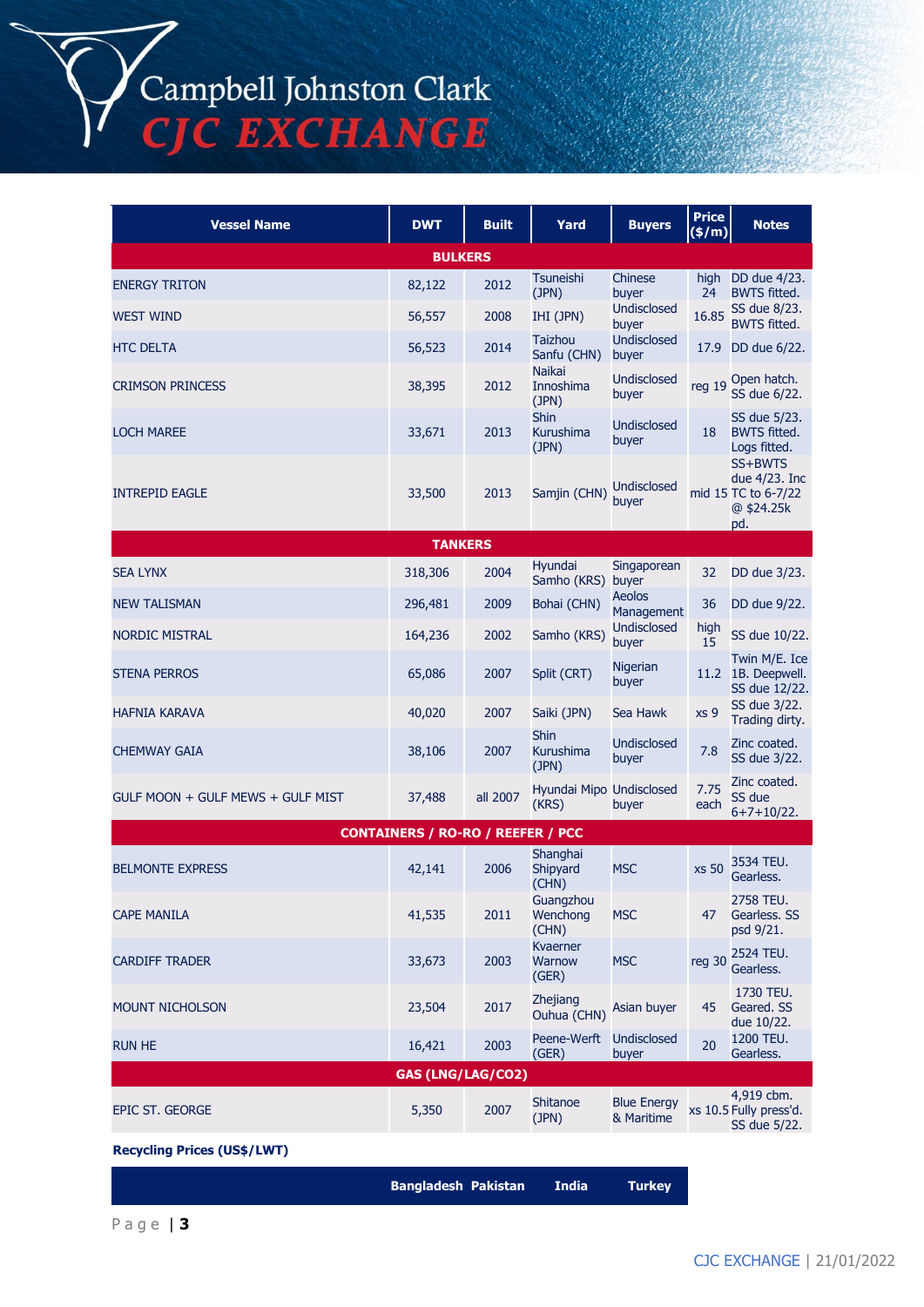| Vessel Name | DWT | Built | Yard | Buyers | Price ($/m) | Notes |
|---|---|---|---|---|---|---|
| **BULKERS** | | | | | | |
| ENERGY TRITON | 82,122 | 2012 | Tsuneishi (JPN) | Chinese buyer | high 24 | DD due 4/23. BWTS fitted. |
| WEST WIND | 56,557 | 2008 | IHI (JPN) | Undisclosed buyer | 16.85 | SS due 8/23. BWTS fitted. |
| HTC DELTA | 56,523 | 2014 | Taizhou Sanfu (CHN) | Undisclosed buyer | 17.9 | DD due 6/22. |
| CRIMSON PRINCESS | 38,395 | 2012 | Naikai Innoshima (JPN) | Undisclosed buyer | reg 19 | Open hatch. SS due 6/22. |
| LOCH MAREE | 33,671 | 2013 | Shin Kurushima (JPN) | Undisclosed buyer | 18 | SS due 5/23. BWTS fitted. Logs fitted. |
| INTREPID EAGLE | 33,500 | 2013 | Samjin (CHN) | Undisclosed buyer | mid 15 | SS+BWTS due 4/23. Inc TC to 6-7/22 @ $24.25k pd. |
| **TANKERS** | | | | | | |
| SEA LYNX | 318,306 | 2004 | Hyundai Samho (KRS) | Singaporean buyer | 32 | DD due 3/23. |
| NEW TALISMAN | 296,481 | 2009 | Bohai (CHN) | Aeolos Management | 36 | DD due 9/22. |
| NORDIC MISTRAL | 164,236 | 2002 | Samho (KRS) | Undisclosed buyer | high 15 | SS due 10/22. |
| STENA PERROS | 65,086 | 2007 | Split (CRT) | Nigerian buyer | 11.2 | Twin M/E. Ice 1B. Deepwell. SS due 12/22. |
| HAFNIA KARAVA | 40,020 | 2007 | Saiki (JPN) | Sea Hawk | xs 9 | SS due 3/22. Trading dirty. |
| CHEMWAY GAIA | 38,106 | 2007 | Shin Kurushima (JPN) | Undisclosed buyer | 7.8 | Zinc coated. SS due 3/22. |
| GULF MOON + GULF MEWS + GULF MIST | 37,488 | all 2007 | Hyundai Mipo (KRS) | Undisclosed buyer | 7.75 each | Zinc coated. SS due 6+7+10/22. |
| **CONTAINERS / RO-RO / REEFER / PCC** | | | | | | |
| BELMONTE EXPRESS | 42,141 | 2006 | Shanghai Shipyard (CHN) | MSC | xs 50 | 3534 TEU. Gearless. |
| CAPE MANILA | 41,535 | 2011 | Guangzhou Wenchong (CHN) | MSC | 47 | 2758 TEU. Gearless. SS psd 9/21. |
| CARDIFF TRADER | 33,673 | 2003 | Kvaerner Warnow (GER) | MSC | reg 30 | 2524 TEU. Gearless. |
| MOUNT NICHOLSON | 23,504 | 2017 | Zhejiang Ouhua (CHN) | Asian buyer | 45 | 1730 TEU. Geared. SS due 10/22. |
| RUN HE | 16,421 | 2003 | Peene-Werft (GER) | Undisclosed buyer | 20 | 1200 TEU. Gearless. |
| **GAS (LNG/LAG/CO2)** | | | | | | |
| EPIC ST. GEORGE | 5,350 | 2007 | Shitanoe (JPN) | Blue Energy & Maritime | xs 10.5 | 4,919 cbm. Fully press'd. SS due 5/22. |

**Recycling Prices (US$/LWT)**

| | Bangladesh | Pakistan | India | Turkey |
|---|---|---|---|---|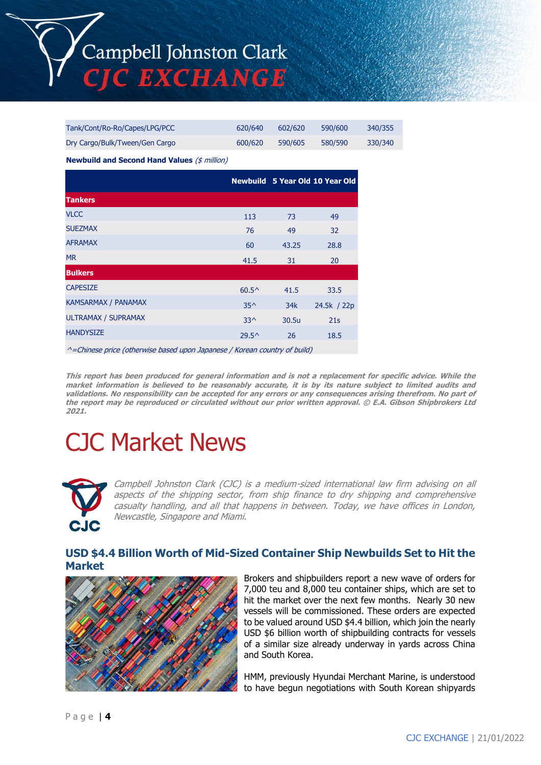| | | | | |
|---|---|---|---|---|
| Tank/Cont/Ro-Ro/Capes/LPG/PCC | 620/640 | 602/620 | 590/600 | 340/355 |
| Dry Cargo/Bulk/Tween/Gen Cargo | 600/620 | 590/605 | 580/590 | 330/340 |

**Newbuild and Second Hand Values** *($ million)*

| | Newbuild | 5 Year Old | 10 Year Old |
|---|---|---|---|
| **Tankers** | | | |
| VLCC | 113 | 73 | 49 |
| SUEZMAX | 76 | 49 | 32 |
| AFRAMAX | 60 | 43.25 | 28.8 |
| MR | 41.5 | 31 | 20 |
| **Bulkers** | | | |
| CAPESIZE | 60.5^ | 41.5 | 33.5 |
| KAMSARMAX / PANAMAX | 35^ | 34k | 24.5k / 22p |
| ULTRAMAX / SUPRAMAX | 33^ | 30.5u | 21s |
| HANDYSIZE | 29.5^ | 26 | 18.5 |

*^=Chinese price (otherwise based upon Japanese / Korean country of build)*

***This report has been produced for general information and is not a replacement for specific advice. While the market information is believed to be reasonably accurate, it is by its nature subject to limited audits and validations. No responsibility can be accepted for any errors or any consequences arising therefrom. No part of the report may be reproduced or circulated without our prior written approval. © E.A. Gibson Shipbrokers Ltd 2021.***

# CJC Market News

*Campbell Johnston Clark (CJC) is a medium-sized international law firm advising on all aspects of the shipping sector, from ship finance to dry shipping and comprehensive casualty handling, and all that happens in between. Today, we have offices in London, Newcastle, Singapore and Miami.*

## USD $4.4 Billion Worth of Mid-Sized Container Ship Newbuilds Set to Hit the Market

Brokers and shipbuilders report a new wave of orders for 7,000 teu and 8,000 teu container ships, which are set to hit the market over the next few months. Nearly 30 new vessels will be commissioned. These orders are expected to be valued around USD $4.4 billion, which join the nearly USD $6 billion worth of shipbuilding contracts for vessels of a similar size already underway in yards across China and South Korea.

HMM, previously Hyundai Merchant Marine, is understood to have begun negotiations with South Korean shipyards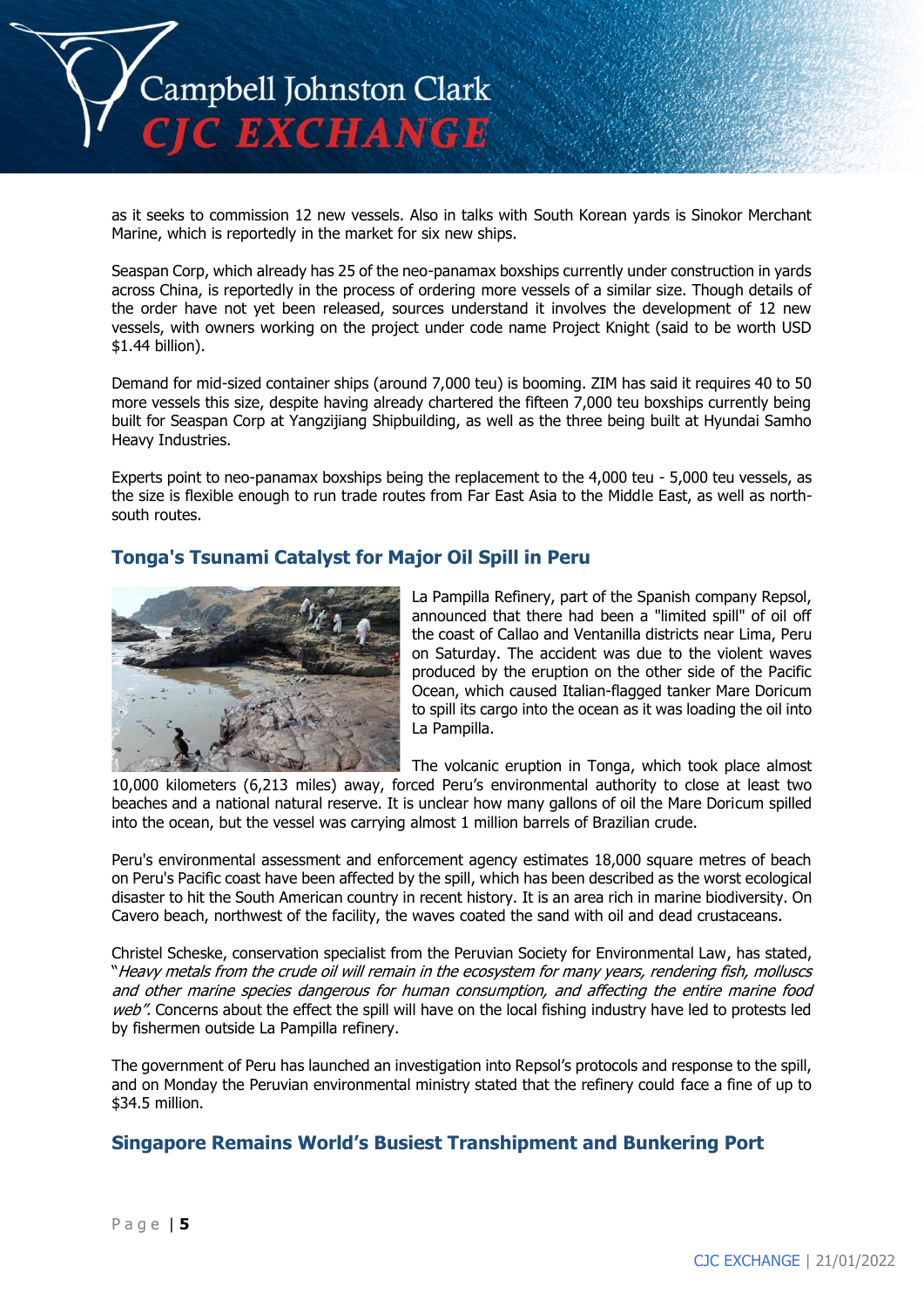as it seeks to commission 12 new vessels. Also in talks with South Korean yards is Sinokor Merchant Marine, which is reportedly in the market for six new ships.

Seaspan Corp, which already has 25 of the neo-panamax boxships currently under construction in yards across China, is reportedly in the process of ordering more vessels of a similar size. Though details of the order have not yet been released, sources understand it involves the development of 12 new vessels, with owners working on the project under code name Project Knight (said to be worth USD $1.44 billion).

Demand for mid-sized container ships (around 7,000 teu) is booming. ZIM has said it requires 40 to 50 more vessels this size, despite having already chartered the fifteen 7,000 teu boxships currently being built for Seaspan Corp at Yangzijiang Shipbuilding, as well as the three being built at Hyundai Samho Heavy Industries.

Experts point to neo-panamax boxships being the replacement to the 4,000 teu - 5,000 teu vessels, as the size is flexible enough to run trade routes from Far East Asia to the Middle East, as well as north-south routes.

## Tonga's Tsunami Catalyst for Major Oil Spill in Peru

La Pampilla Refinery, part of the Spanish company Repsol, announced that there had been a "limited spill" of oil off the coast of Callao and Ventanilla districts near Lima, Peru on Saturday. The accident was due to the violent waves produced by the eruption on the other side of the Pacific Ocean, which caused Italian-flagged tanker Mare Doricum to spill its cargo into the ocean as it was loading the oil into La Pampilla.

The volcanic eruption in Tonga, which took place almost 10,000 kilometers (6,213 miles) away, forced Peru's environmental authority to close at least two beaches and a national natural reserve. It is unclear how many gallons of oil the Mare Doricum spilled into the ocean, but the vessel was carrying almost 1 million barrels of Brazilian crude.

Peru's environmental assessment and enforcement agency estimates 18,000 square metres of beach on Peru's Pacific coast have been affected by the spill, which has been described as the worst ecological disaster to hit the South American country in recent history. It is an area rich in marine biodiversity. On Cavero beach, northwest of the facility, the waves coated the sand with oil and dead crustaceans.

Christel Scheske, conservation specialist from the Peruvian Society for Environmental Law, has stated, "*Heavy metals from the crude oil will remain in the ecosystem for many years, rendering fish, molluscs and other marine species dangerous for human consumption, and affecting the entire marine food web".* Concerns about the effect the spill will have on the local fishing industry have led to protests led by fishermen outside La Pampilla refinery.

The government of Peru has launched an investigation into Repsol's protocols and response to the spill, and on Monday the Peruvian environmental ministry stated that the refinery could face a fine of up to $34.5 million.

## Singapore Remains World's Busiest Transhipment and Bunkering Port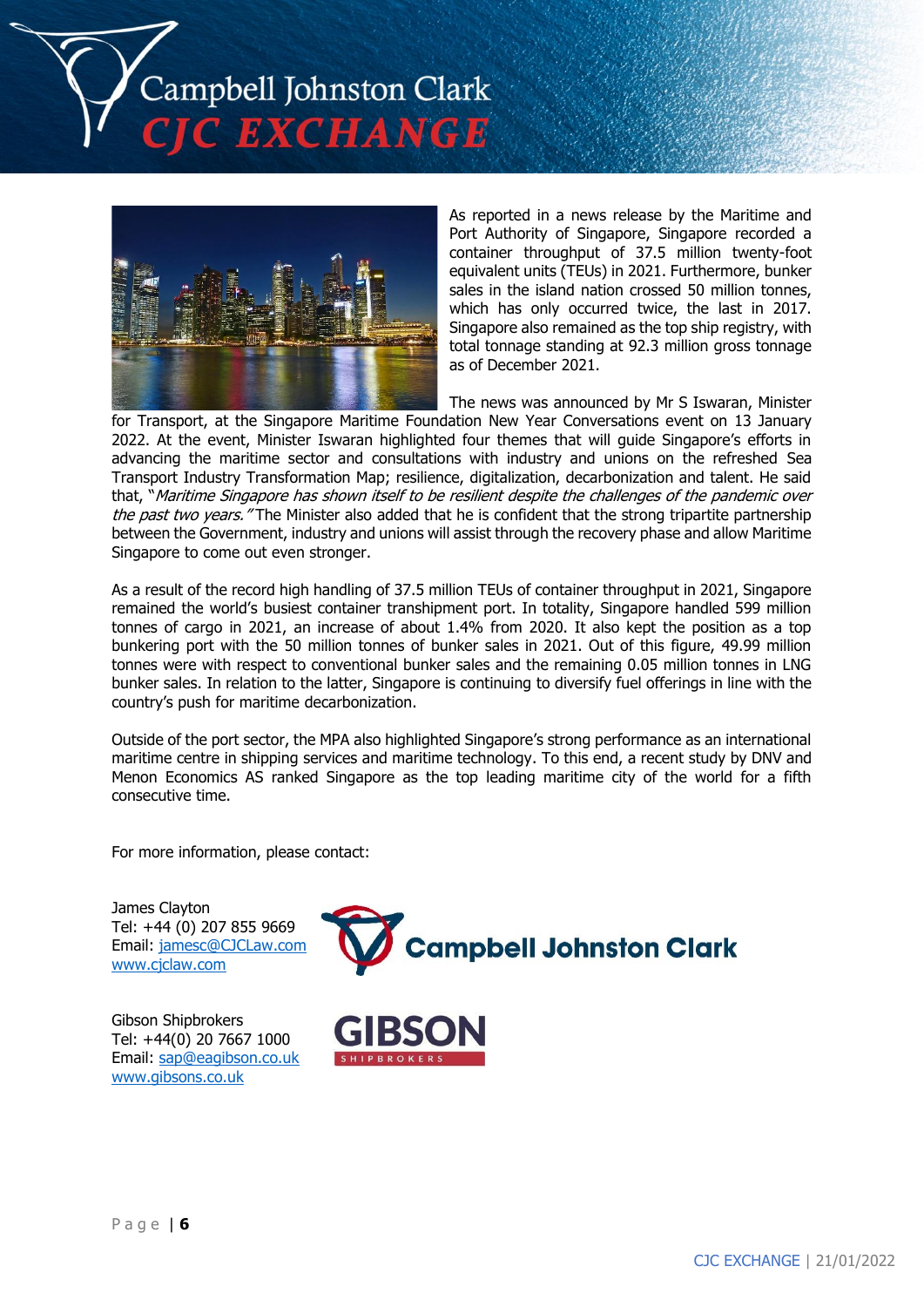As reported in a news release by the Maritime and Port Authority of Singapore, Singapore recorded a container throughput of 37.5 million twenty-foot equivalent units (TEUs) in 2021. Furthermore, bunker sales in the island nation crossed 50 million tonnes, which has only occurred twice, the last in 2017. Singapore also remained as the top ship registry, with total tonnage standing at 92.3 million gross tonnage as of December 2021.

The news was announced by Mr S Iswaran, Minister for Transport, at the Singapore Maritime Foundation New Year Conversations event on 13 January 2022. At the event, Minister Iswaran highlighted four themes that will guide Singapore's efforts in advancing the maritime sector and consultations with industry and unions on the refreshed Sea Transport Industry Transformation Map; resilience, digitalization, decarbonization and talent. He said that, "*Maritime Singapore has shown itself to be resilient despite the challenges of the pandemic over the past two years.*" The Minister also added that he is confident that the strong tripartite partnership between the Government, industry and unions will assist through the recovery phase and allow Maritime Singapore to come out even stronger.

As a result of the record high handling of 37.5 million TEUs of container throughput in 2021, Singapore remained the world's busiest container transhipment port. In totality, Singapore handled 599 million tonnes of cargo in 2021, an increase of about 1.4% from 2020. It also kept the position as a top bunkering port with the 50 million tonnes of bunker sales in 2021. Out of this figure, 49.99 million tonnes were with respect to conventional bunker sales and the remaining 0.05 million tonnes in LNG bunker sales. In relation to the latter, Singapore is continuing to diversify fuel offerings in line with the country's push for maritime decarbonization.

Outside of the port sector, the MPA also highlighted Singapore's strong performance as an international maritime centre in shipping services and maritime technology. To this end, a recent study by DNV and Menon Economics AS ranked Singapore as the top leading maritime city of the world for a fifth consecutive time.

For more information, please contact:

James Clayton
Tel: +44 (0) 207 855 9669
Email: jamesc@CJCLaw.com
www.cjclaw.com

Gibson Shipbrokers
Tel: +44(0) 20 7667 1000
Email: sap@eagibson.co.uk
www.gibsons.co.uk